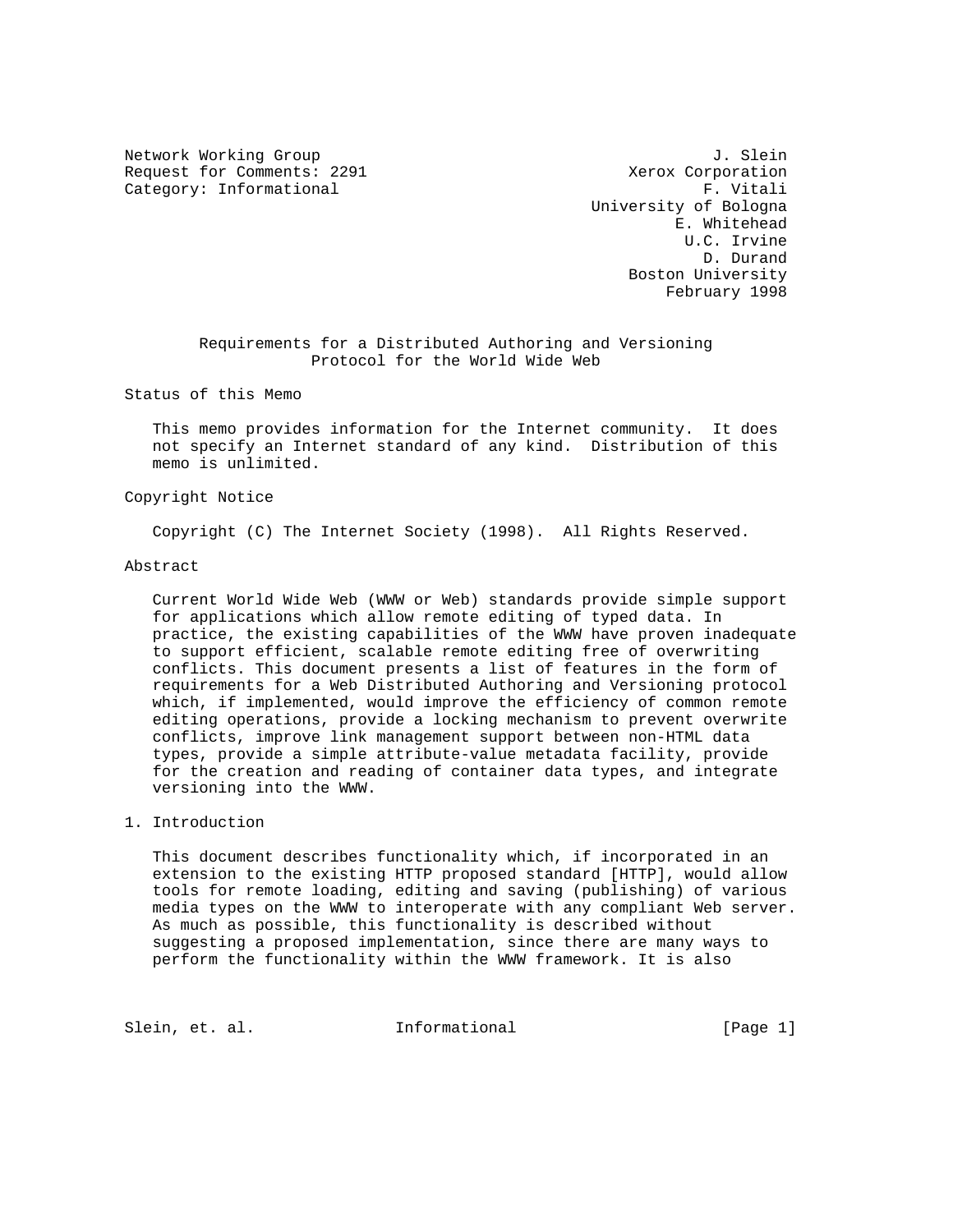Network Working Group J. Slein
Request for Comments: 2291 Xerox Corporation
Category: Informational F. Vitali
University of Bologna
E. Whitehead
U.C. Irvine
D. Durand
Boston University
February 1998

# Requirements for a Distributed Authoring and Versioning Protocol for the World Wide Web

## Status of this Memo

This memo provides information for the Internet community. It does not specify an Internet standard of any kind. Distribution of this memo is unlimited.

## Copyright Notice

Copyright (C) The Internet Society (1998). All Rights Reserved.

## Abstract

Current World Wide Web (WWW or Web) standards provide simple support for applications which allow remote editing of typed data. In practice, the existing capabilities of the WWW have proven inadequate to support efficient, scalable remote editing free of overwriting conflicts. This document presents a list of features in the form of requirements for a Web Distributed Authoring and Versioning protocol which, if implemented, would improve the efficiency of common remote editing operations, provide a locking mechanism to prevent overwrite conflicts, improve link management support between non-HTML data types, provide a simple attribute-value metadata facility, provide for the creation and reading of container data types, and integrate versioning into the WWW.

## 1. Introduction

This document describes functionality which, if incorporated in an extension to the existing HTTP proposed standard [HTTP], would allow tools for remote loading, editing and saving (publishing) of various media types on the WWW to interoperate with any compliant Web server. As much as possible, this functionality is described without suggesting a proposed implementation, since there are many ways to perform the functionality within the WWW framework. It is also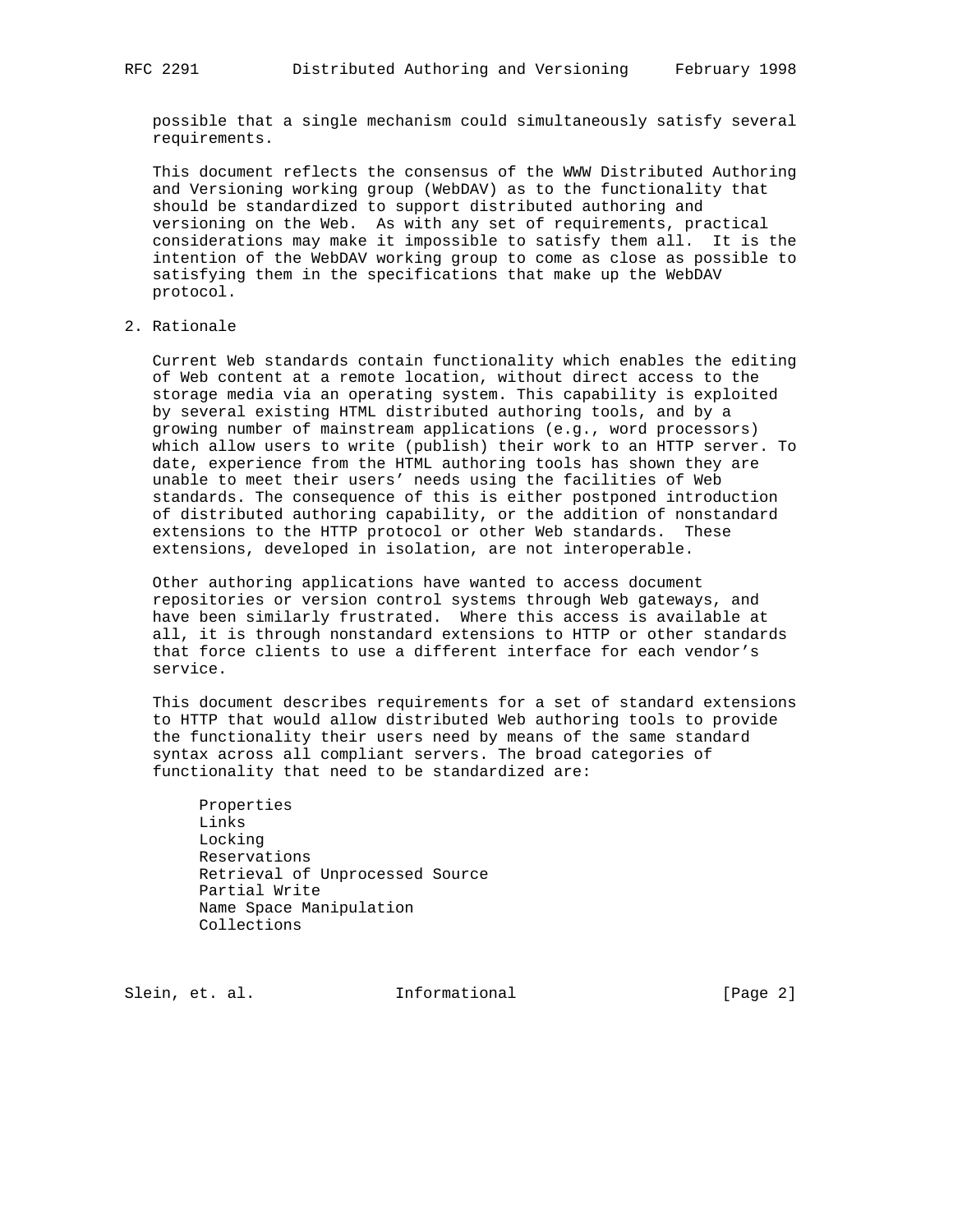possible that a single mechanism could simultaneously satisfy several requirements.

This document reflects the consensus of the WWW Distributed Authoring and Versioning working group (WebDAV) as to the functionality that should be standardized to support distributed authoring and versioning on the Web. As with any set of requirements, practical considerations may make it impossible to satisfy them all. It is the intention of the WebDAV working group to come as close as possible to satisfying them in the specifications that make up the WebDAV protocol.

## 2. Rationale

Current Web standards contain functionality which enables the editing of Web content at a remote location, without direct access to the storage media via an operating system. This capability is exploited by several existing HTML distributed authoring tools, and by a growing number of mainstream applications (e.g., word processors) which allow users to write (publish) their work to an HTTP server. To date, experience from the HTML authoring tools has shown they are unable to meet their users' needs using the facilities of Web standards. The consequence of this is either postponed introduction of distributed authoring capability, or the addition of nonstandard extensions to the HTTP protocol or other Web standards. These extensions, developed in isolation, are not interoperable.

Other authoring applications have wanted to access document repositories or version control systems through Web gateways, and have been similarly frustrated. Where this access is available at all, it is through nonstandard extensions to HTTP or other standards that force clients to use a different interface for each vendor's service.

This document describes requirements for a set of standard extensions to HTTP that would allow distributed Web authoring tools to provide the functionality their users need by means of the same standard syntax across all compliant servers. The broad categories of functionality that need to be standardized are:

- Properties
- Links
- Locking
- Reservations
- Retrieval of Unprocessed Source
- Partial Write
- Name Space Manipulation
- Collections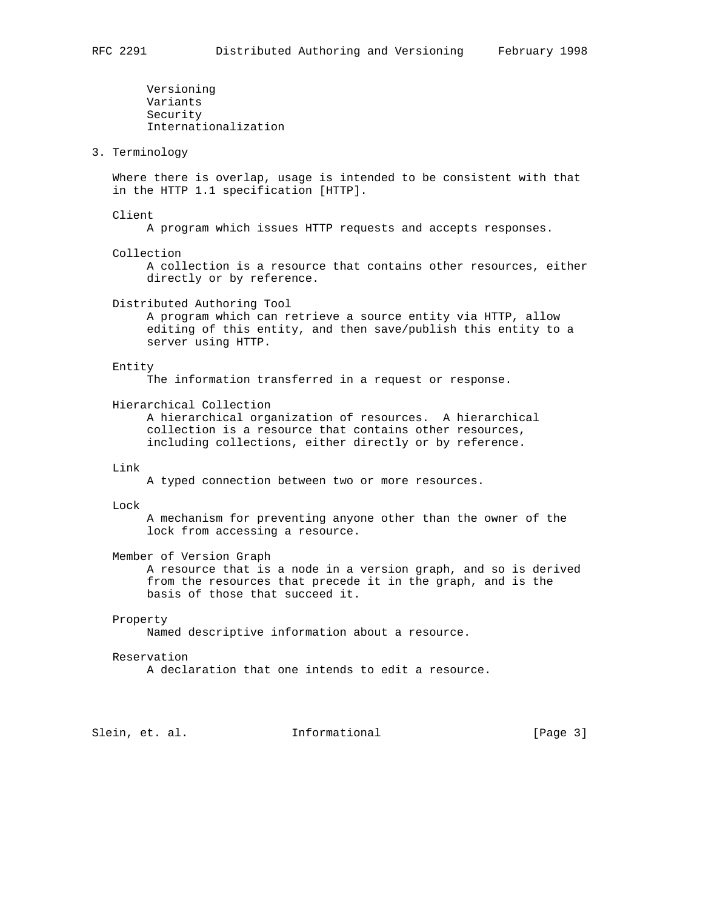Versioning
Variants
Security
Internationalization

## 3. Terminology

Where there is overlap, usage is intended to be consistent with that in the HTTP 1.1 specification [HTTP].

Client
: A program which issues HTTP requests and accepts responses.

Collection
: A collection is a resource that contains other resources, either directly or by reference.

Distributed Authoring Tool
: A program which can retrieve a source entity via HTTP, allow editing of this entity, and then save/publish this entity to a server using HTTP.

Entity
: The information transferred in a request or response.

Hierarchical Collection
: A hierarchical organization of resources. A hierarchical collection is a resource that contains other resources, including collections, either directly or by reference.

Link
: A typed connection between two or more resources.

Lock
: A mechanism for preventing anyone other than the owner of the lock from accessing a resource.

Member of Version Graph
: A resource that is a node in a version graph, and so is derived from the resources that precede it in the graph, and is the basis of those that succeed it.

Property
: Named descriptive information about a resource.

Reservation
: A declaration that one intends to edit a resource.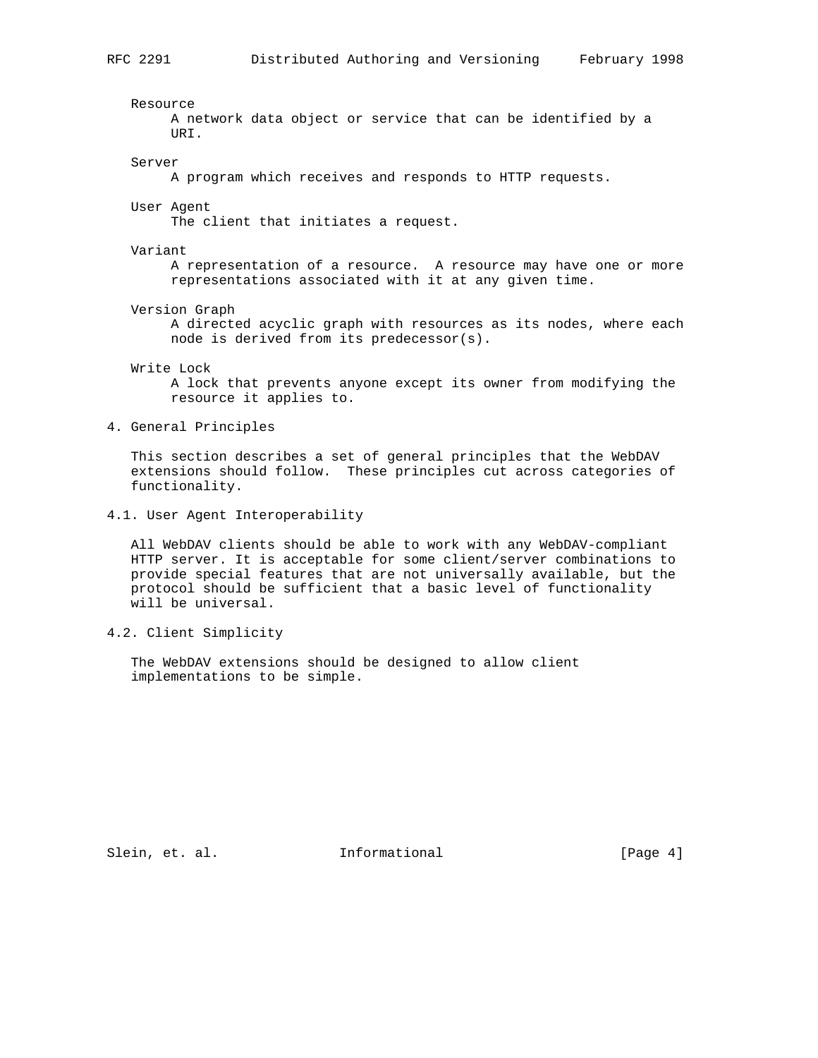Resource
: A network data object or service that can be identified by a URI.

Server
: A program which receives and responds to HTTP requests.

User Agent
: The client that initiates a request.

Variant
: A representation of a resource. A resource may have one or more representations associated with it at any given time.

Version Graph
: A directed acyclic graph with resources as its nodes, where each node is derived from its predecessor(s).

Write Lock
: A lock that prevents anyone except its owner from modifying the resource it applies to.

## 4. General Principles

This section describes a set of general principles that the WebDAV extensions should follow. These principles cut across categories of functionality.

### 4.1. User Agent Interoperability

All WebDAV clients should be able to work with any WebDAV-compliant HTTP server. It is acceptable for some client/server combinations to provide special features that are not universally available, but the protocol should be sufficient that a basic level of functionality will be universal.

### 4.2. Client Simplicity

The WebDAV extensions should be designed to allow client implementations to be simple.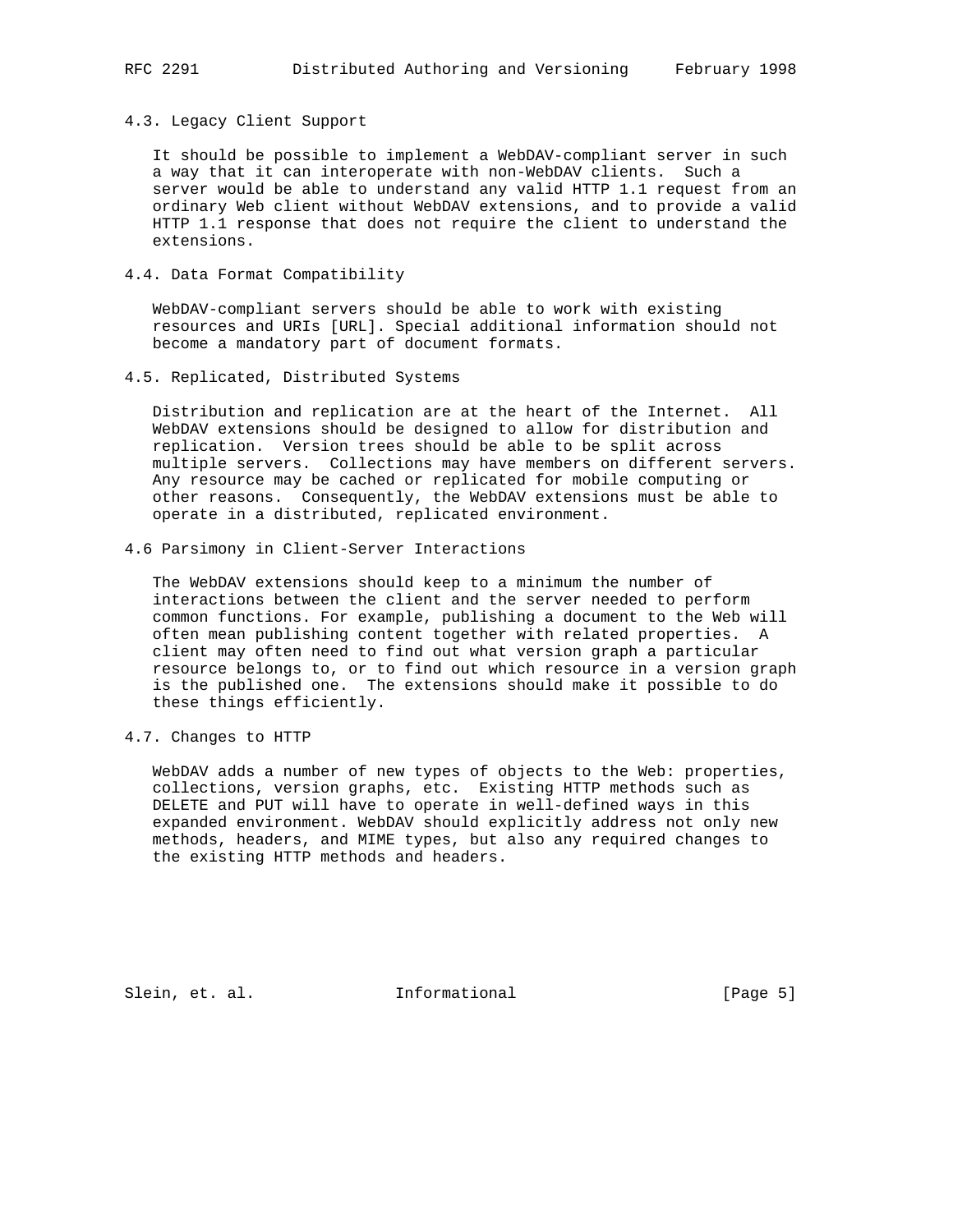### 4.3. Legacy Client Support

It should be possible to implement a WebDAV-compliant server in such a way that it can interoperate with non-WebDAV clients. Such a server would be able to understand any valid HTTP 1.1 request from an ordinary Web client without WebDAV extensions, and to provide a valid HTTP 1.1 response that does not require the client to understand the extensions.

### 4.4. Data Format Compatibility

WebDAV-compliant servers should be able to work with existing resources and URIs [URL]. Special additional information should not become a mandatory part of document formats.

### 4.5. Replicated, Distributed Systems

Distribution and replication are at the heart of the Internet. All WebDAV extensions should be designed to allow for distribution and replication. Version trees should be able to be split across multiple servers. Collections may have members on different servers. Any resource may be cached or replicated for mobile computing or other reasons. Consequently, the WebDAV extensions must be able to operate in a distributed, replicated environment.

### 4.6 Parsimony in Client-Server Interactions

The WebDAV extensions should keep to a minimum the number of interactions between the client and the server needed to perform common functions. For example, publishing a document to the Web will often mean publishing content together with related properties. A client may often need to find out what version graph a particular resource belongs to, or to find out which resource in a version graph is the published one. The extensions should make it possible to do these things efficiently.

### 4.7. Changes to HTTP

WebDAV adds a number of new types of objects to the Web: properties, collections, version graphs, etc. Existing HTTP methods such as DELETE and PUT will have to operate in well-defined ways in this expanded environment. WebDAV should explicitly address not only new methods, headers, and MIME types, but also any required changes to the existing HTTP methods and headers.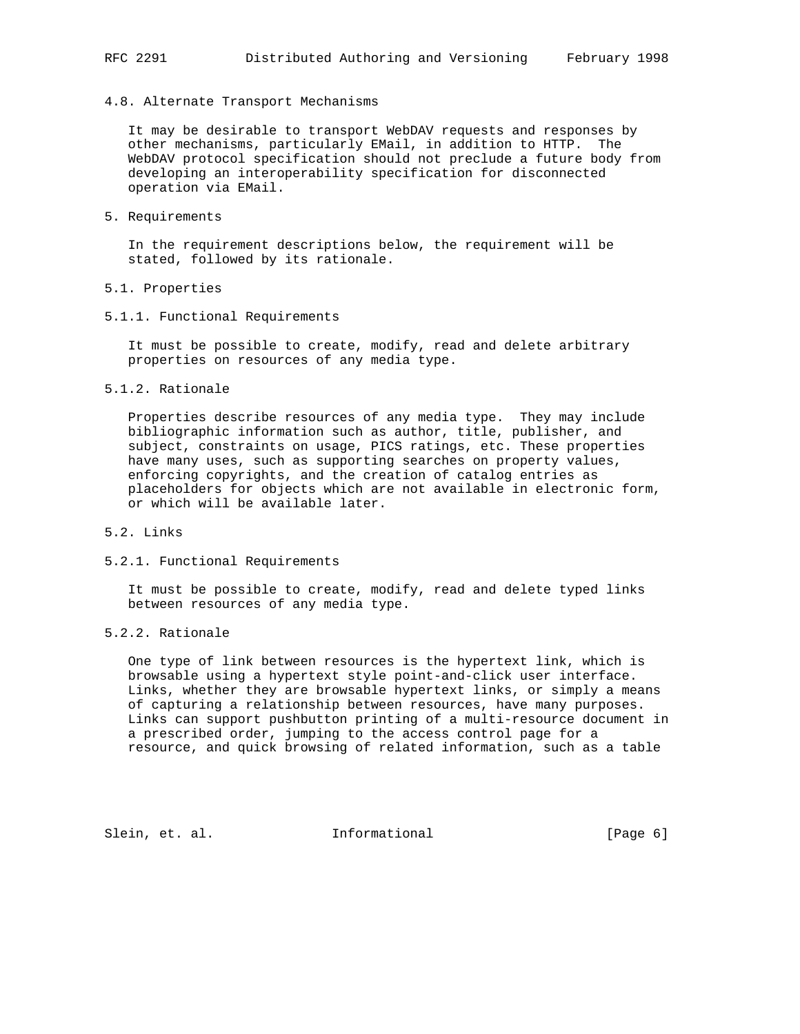### 4.8. Alternate Transport Mechanisms

It may be desirable to transport WebDAV requests and responses by other mechanisms, particularly EMail, in addition to HTTP. The WebDAV protocol specification should not preclude a future body from developing an interoperability specification for disconnected operation via EMail.

## 5. Requirements

In the requirement descriptions below, the requirement will be stated, followed by its rationale.

### 5.1. Properties

#### 5.1.1. Functional Requirements

It must be possible to create, modify, read and delete arbitrary properties on resources of any media type.

#### 5.1.2. Rationale

Properties describe resources of any media type. They may include bibliographic information such as author, title, publisher, and subject, constraints on usage, PICS ratings, etc. These properties have many uses, such as supporting searches on property values, enforcing copyrights, and the creation of catalog entries as placeholders for objects which are not available in electronic form, or which will be available later.

### 5.2. Links

#### 5.2.1. Functional Requirements

It must be possible to create, modify, read and delete typed links between resources of any media type.

#### 5.2.2. Rationale

One type of link between resources is the hypertext link, which is browsable using a hypertext style point-and-click user interface. Links, whether they are browsable hypertext links, or simply a means of capturing a relationship between resources, have many purposes. Links can support pushbutton printing of a multi-resource document in a prescribed order, jumping to the access control page for a resource, and quick browsing of related information, such as a table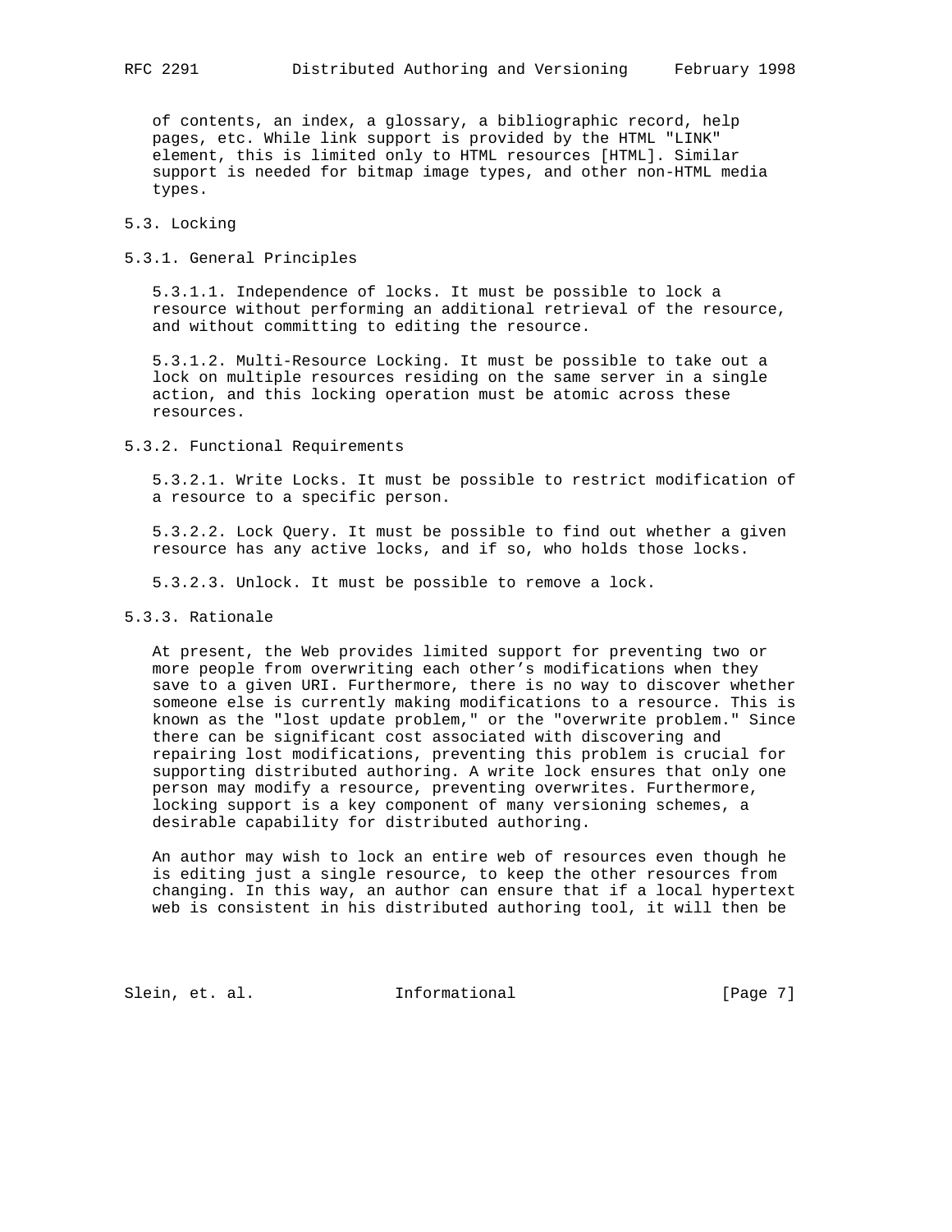of contents, an index, a glossary, a bibliographic record, help pages, etc. While link support is provided by the HTML "LINK" element, this is limited only to HTML resources [HTML]. Similar support is needed for bitmap image types, and other non-HTML media types.

## 5.3. Locking

### 5.3.1. General Principles

5.3.1.1. Independence of locks. It must be possible to lock a resource without performing an additional retrieval of the resource, and without committing to editing the resource.

5.3.1.2. Multi-Resource Locking. It must be possible to take out a lock on multiple resources residing on the same server in a single action, and this locking operation must be atomic across these resources.

### 5.3.2. Functional Requirements

5.3.2.1. Write Locks. It must be possible to restrict modification of a resource to a specific person.

5.3.2.2. Lock Query. It must be possible to find out whether a given resource has any active locks, and if so, who holds those locks.

5.3.2.3. Unlock. It must be possible to remove a lock.

### 5.3.3. Rationale

At present, the Web provides limited support for preventing two or more people from overwriting each other's modifications when they save to a given URI. Furthermore, there is no way to discover whether someone else is currently making modifications to a resource. This is known as the "lost update problem," or the "overwrite problem." Since there can be significant cost associated with discovering and repairing lost modifications, preventing this problem is crucial for supporting distributed authoring. A write lock ensures that only one person may modify a resource, preventing overwrites. Furthermore, locking support is a key component of many versioning schemes, a desirable capability for distributed authoring.

An author may wish to lock an entire web of resources even though he is editing just a single resource, to keep the other resources from changing. In this way, an author can ensure that if a local hypertext web is consistent in his distributed authoring tool, it will then be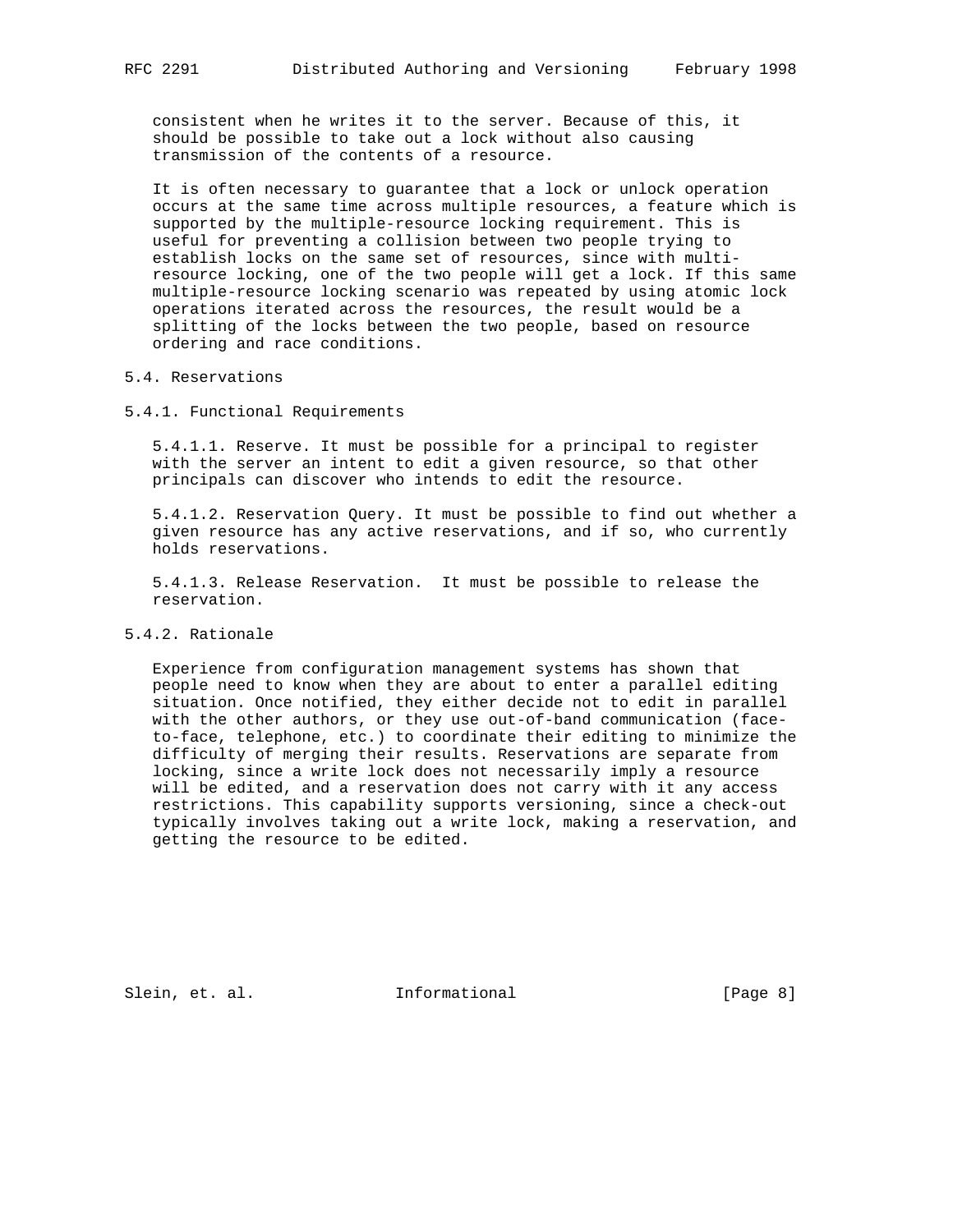consistent when he writes it to the server. Because of this, it should be possible to take out a lock without also causing transmission of the contents of a resource.

It is often necessary to guarantee that a lock or unlock operation occurs at the same time across multiple resources, a feature which is supported by the multiple-resource locking requirement. This is useful for preventing a collision between two people trying to establish locks on the same set of resources, since with multi-resource locking, one of the two people will get a lock. If this same multiple-resource locking scenario was repeated by using atomic lock operations iterated across the resources, the result would be a splitting of the locks between the two people, based on resource ordering and race conditions.

### 5.4. Reservations

#### 5.4.1. Functional Requirements

5.4.1.1. Reserve. It must be possible for a principal to register with the server an intent to edit a given resource, so that other principals can discover who intends to edit the resource.

5.4.1.2. Reservation Query. It must be possible to find out whether a given resource has any active reservations, and if so, who currently holds reservations.

5.4.1.3. Release Reservation. It must be possible to release the reservation.

#### 5.4.2. Rationale

Experience from configuration management systems has shown that people need to know when they are about to enter a parallel editing situation. Once notified, they either decide not to edit in parallel with the other authors, or they use out-of-band communication (face-to-face, telephone, etc.) to coordinate their editing to minimize the difficulty of merging their results. Reservations are separate from locking, since a write lock does not necessarily imply a resource will be edited, and a reservation does not carry with it any access restrictions. This capability supports versioning, since a check-out typically involves taking out a write lock, making a reservation, and getting the resource to be edited.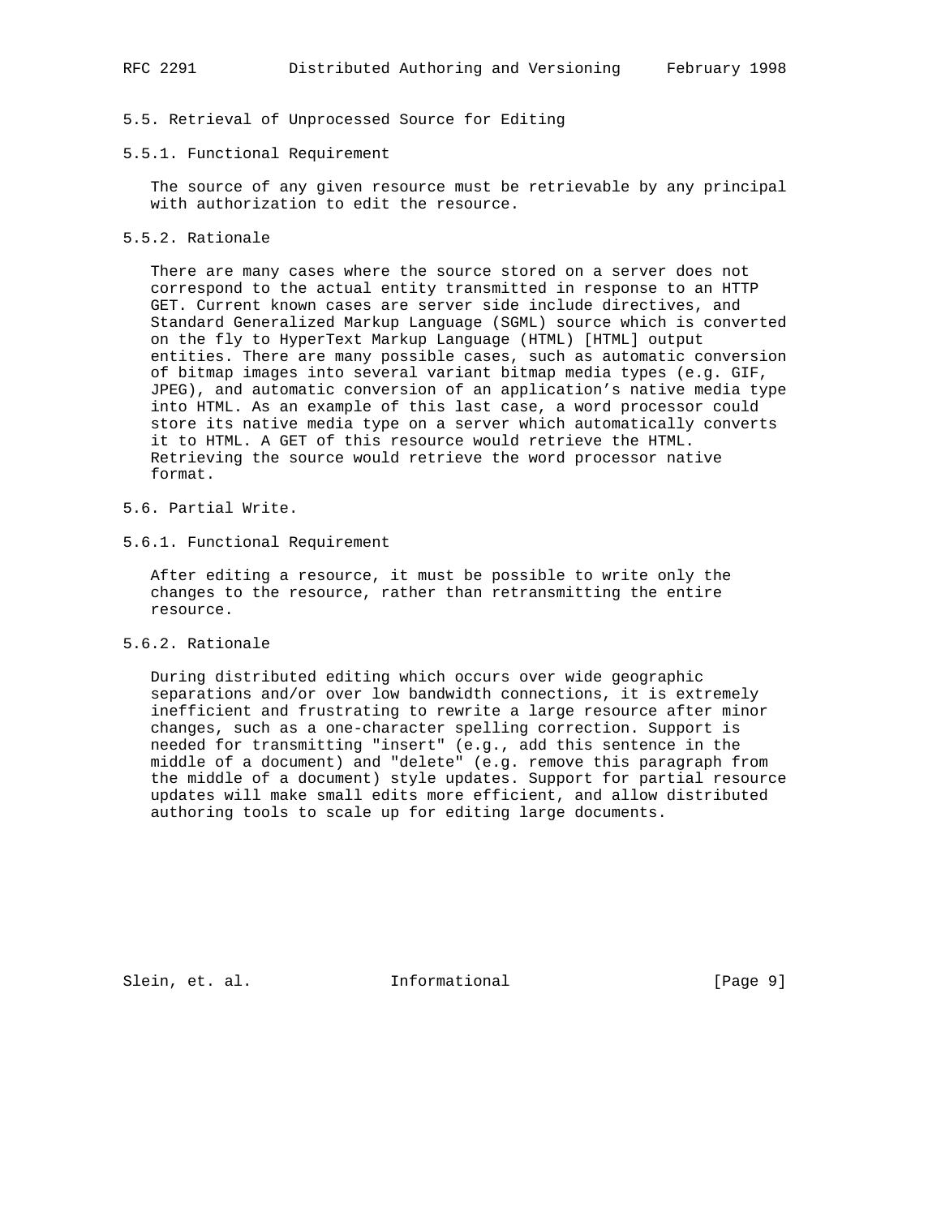### 5.5. Retrieval of Unprocessed Source for Editing

#### 5.5.1. Functional Requirement

The source of any given resource must be retrievable by any principal with authorization to edit the resource.

#### 5.5.2. Rationale

There are many cases where the source stored on a server does not correspond to the actual entity transmitted in response to an HTTP GET. Current known cases are server side include directives, and Standard Generalized Markup Language (SGML) source which is converted on the fly to HyperText Markup Language (HTML) [HTML] output entities. There are many possible cases, such as automatic conversion of bitmap images into several variant bitmap media types (e.g. GIF, JPEG), and automatic conversion of an application's native media type into HTML. As an example of this last case, a word processor could store its native media type on a server which automatically converts it to HTML. A GET of this resource would retrieve the HTML. Retrieving the source would retrieve the word processor native format.

### 5.6. Partial Write.

#### 5.6.1. Functional Requirement

After editing a resource, it must be possible to write only the changes to the resource, rather than retransmitting the entire resource.

#### 5.6.2. Rationale

During distributed editing which occurs over wide geographic separations and/or over low bandwidth connections, it is extremely inefficient and frustrating to rewrite a large resource after minor changes, such as a one-character spelling correction. Support is needed for transmitting "insert" (e.g., add this sentence in the middle of a document) and "delete" (e.g. remove this paragraph from the middle of a document) style updates. Support for partial resource updates will make small edits more efficient, and allow distributed authoring tools to scale up for editing large documents.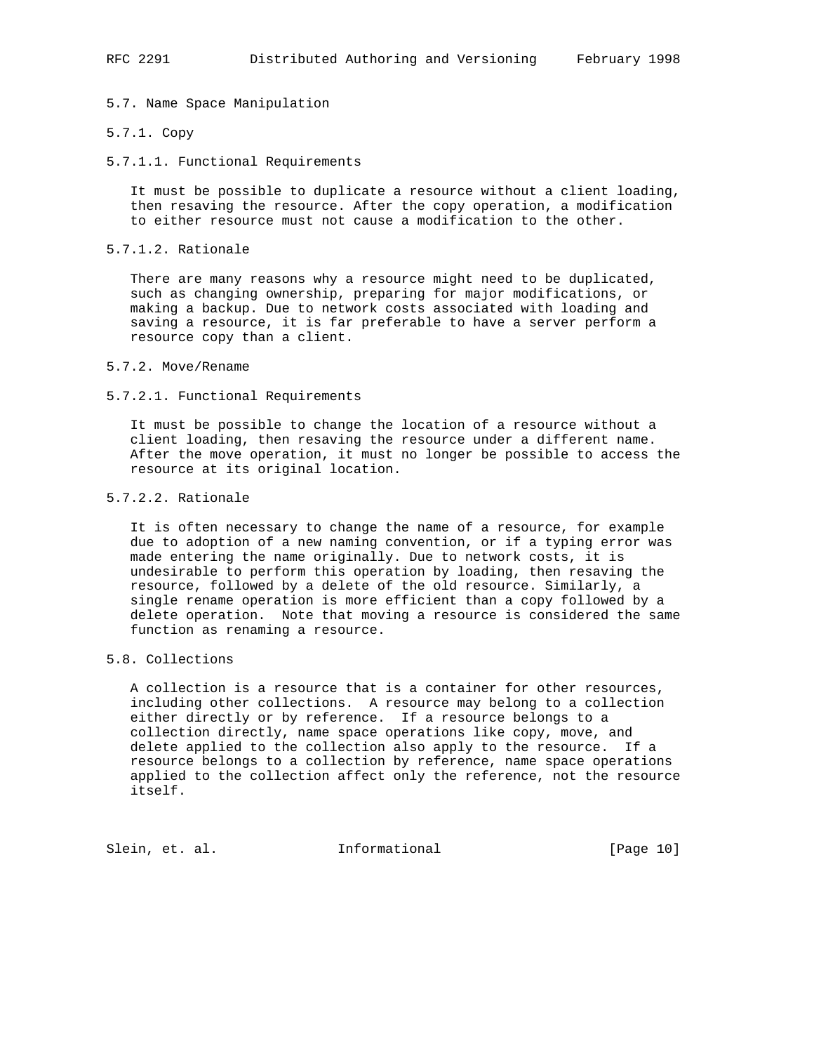### 5.7. Name Space Manipulation

#### 5.7.1. Copy

##### 5.7.1.1. Functional Requirements

It must be possible to duplicate a resource without a client loading, then resaving the resource. After the copy operation, a modification to either resource must not cause a modification to the other.

##### 5.7.1.2. Rationale

There are many reasons why a resource might need to be duplicated, such as changing ownership, preparing for major modifications, or making a backup. Due to network costs associated with loading and saving a resource, it is far preferable to have a server perform a resource copy than a client.

#### 5.7.2. Move/Rename

##### 5.7.2.1. Functional Requirements

It must be possible to change the location of a resource without a client loading, then resaving the resource under a different name. After the move operation, it must no longer be possible to access the resource at its original location.

##### 5.7.2.2. Rationale

It is often necessary to change the name of a resource, for example due to adoption of a new naming convention, or if a typing error was made entering the name originally. Due to network costs, it is undesirable to perform this operation by loading, then resaving the resource, followed by a delete of the old resource. Similarly, a single rename operation is more efficient than a copy followed by a delete operation. Note that moving a resource is considered the same function as renaming a resource.

### 5.8. Collections

A collection is a resource that is a container for other resources, including other collections. A resource may belong to a collection either directly or by reference. If a resource belongs to a collection directly, name space operations like copy, move, and delete applied to the collection also apply to the resource. If a resource belongs to a collection by reference, name space operations applied to the collection affect only the reference, not the resource itself.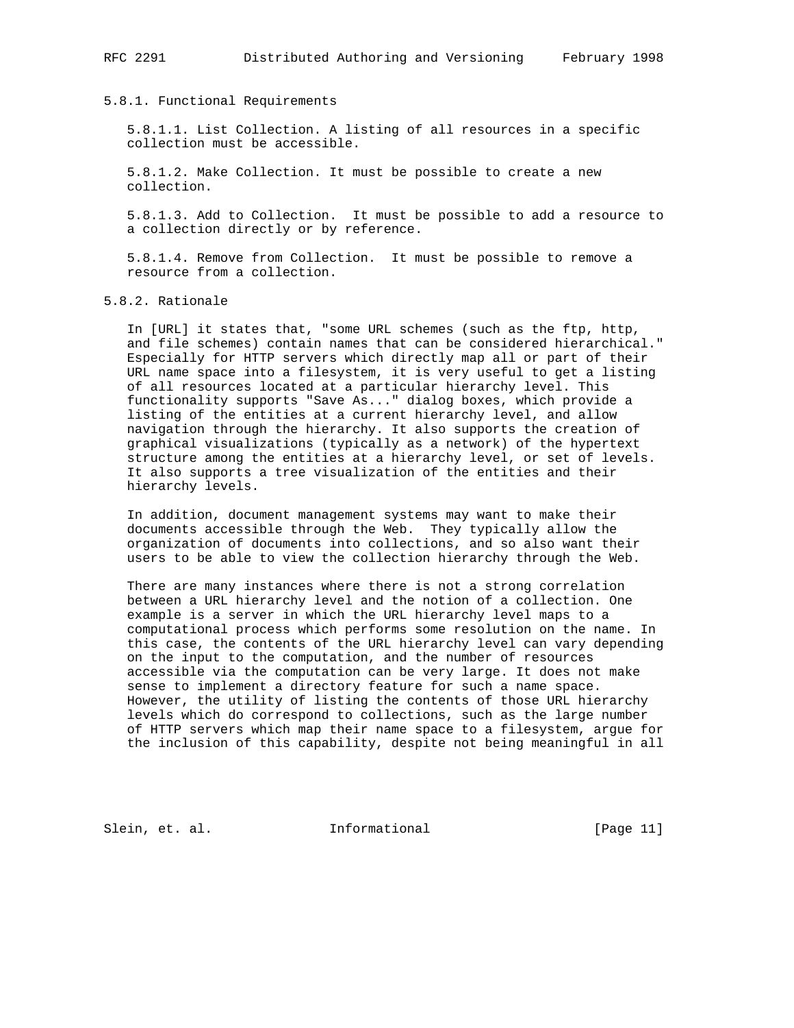### 5.8.1. Functional Requirements

5.8.1.1. List Collection. A listing of all resources in a specific collection must be accessible.

5.8.1.2. Make Collection. It must be possible to create a new collection.

5.8.1.3. Add to Collection. It must be possible to add a resource to a collection directly or by reference.

5.8.1.4. Remove from Collection. It must be possible to remove a resource from a collection.

### 5.8.2. Rationale

In [URL] it states that, "some URL schemes (such as the ftp, http, and file schemes) contain names that can be considered hierarchical." Especially for HTTP servers which directly map all or part of their URL name space into a filesystem, it is very useful to get a listing of all resources located at a particular hierarchy level. This functionality supports "Save As..." dialog boxes, which provide a listing of the entities at a current hierarchy level, and allow navigation through the hierarchy. It also supports the creation of graphical visualizations (typically as a network) of the hypertext structure among the entities at a hierarchy level, or set of levels. It also supports a tree visualization of the entities and their hierarchy levels.

In addition, document management systems may want to make their documents accessible through the Web. They typically allow the organization of documents into collections, and so also want their users to be able to view the collection hierarchy through the Web.

There are many instances where there is not a strong correlation between a URL hierarchy level and the notion of a collection. One example is a server in which the URL hierarchy level maps to a computational process which performs some resolution on the name. In this case, the contents of the URL hierarchy level can vary depending on the input to the computation, and the number of resources accessible via the computation can be very large. It does not make sense to implement a directory feature for such a name space. However, the utility of listing the contents of those URL hierarchy levels which do correspond to collections, such as the large number of HTTP servers which map their name space to a filesystem, argue for the inclusion of this capability, despite not being meaningful in all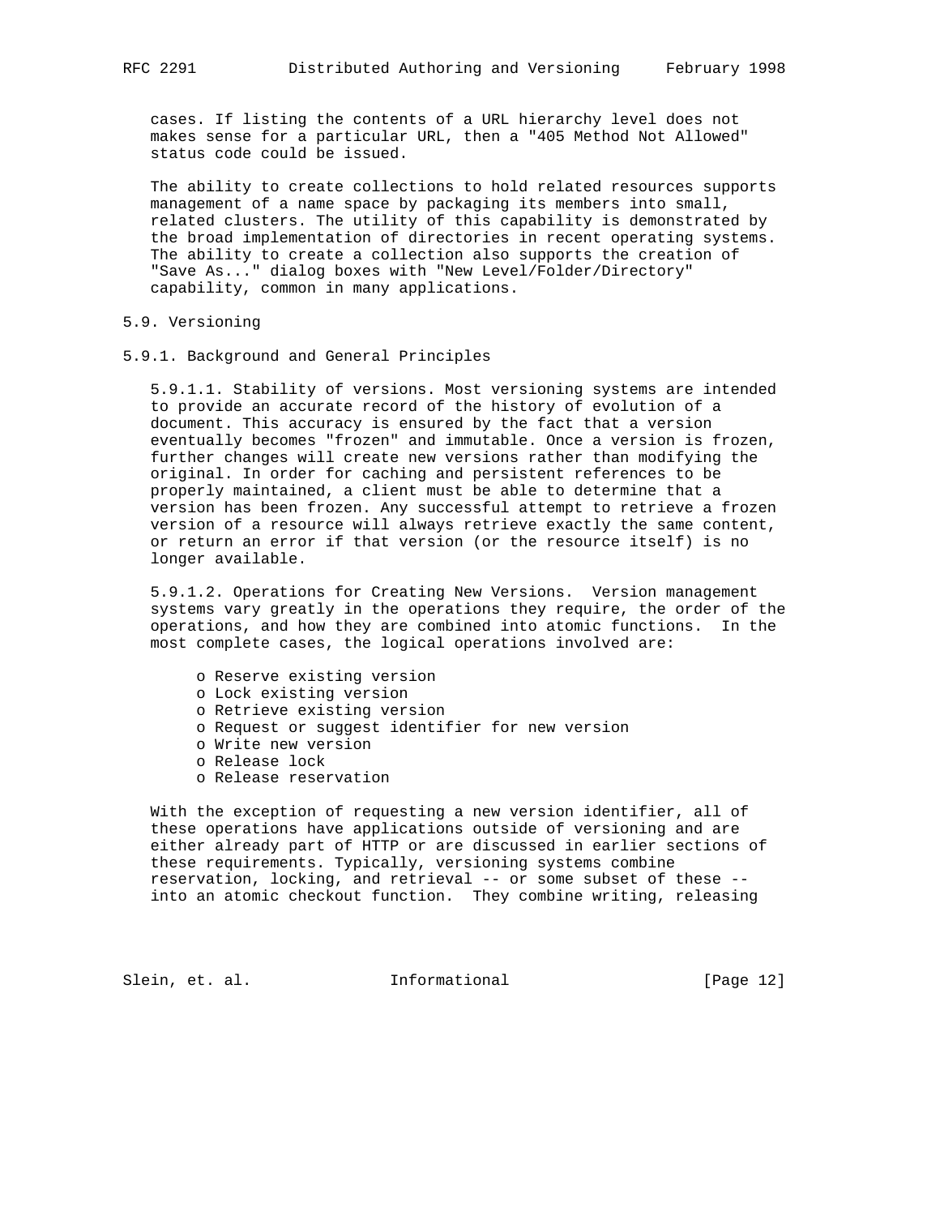cases. If listing the contents of a URL hierarchy level does not makes sense for a particular URL, then a "405 Method Not Allowed" status code could be issued.

The ability to create collections to hold related resources supports management of a name space by packaging its members into small, related clusters. The utility of this capability is demonstrated by the broad implementation of directories in recent operating systems. The ability to create a collection also supports the creation of "Save As..." dialog boxes with "New Level/Folder/Directory" capability, common in many applications.

## 5.9. Versioning

### 5.9.1. Background and General Principles

5.9.1.1. Stability of versions. Most versioning systems are intended to provide an accurate record of the history of evolution of a document. This accuracy is ensured by the fact that a version eventually becomes "frozen" and immutable. Once a version is frozen, further changes will create new versions rather than modifying the original. In order for caching and persistent references to be properly maintained, a client must be able to determine that a version has been frozen. Any successful attempt to retrieve a frozen version of a resource will always retrieve exactly the same content, or return an error if that version (or the resource itself) is no longer available.

5.9.1.2. Operations for Creating New Versions. Version management systems vary greatly in the operations they require, the order of the operations, and how they are combined into atomic functions. In the most complete cases, the logical operations involved are:

- Reserve existing version
- Lock existing version
- Retrieve existing version
- Request or suggest identifier for new version
- Write new version
- Release lock
- Release reservation

With the exception of requesting a new version identifier, all of these operations have applications outside of versioning and are either already part of HTTP or are discussed in earlier sections of these requirements. Typically, versioning systems combine reservation, locking, and retrieval -- or some subset of these -- into an atomic checkout function. They combine writing, releasing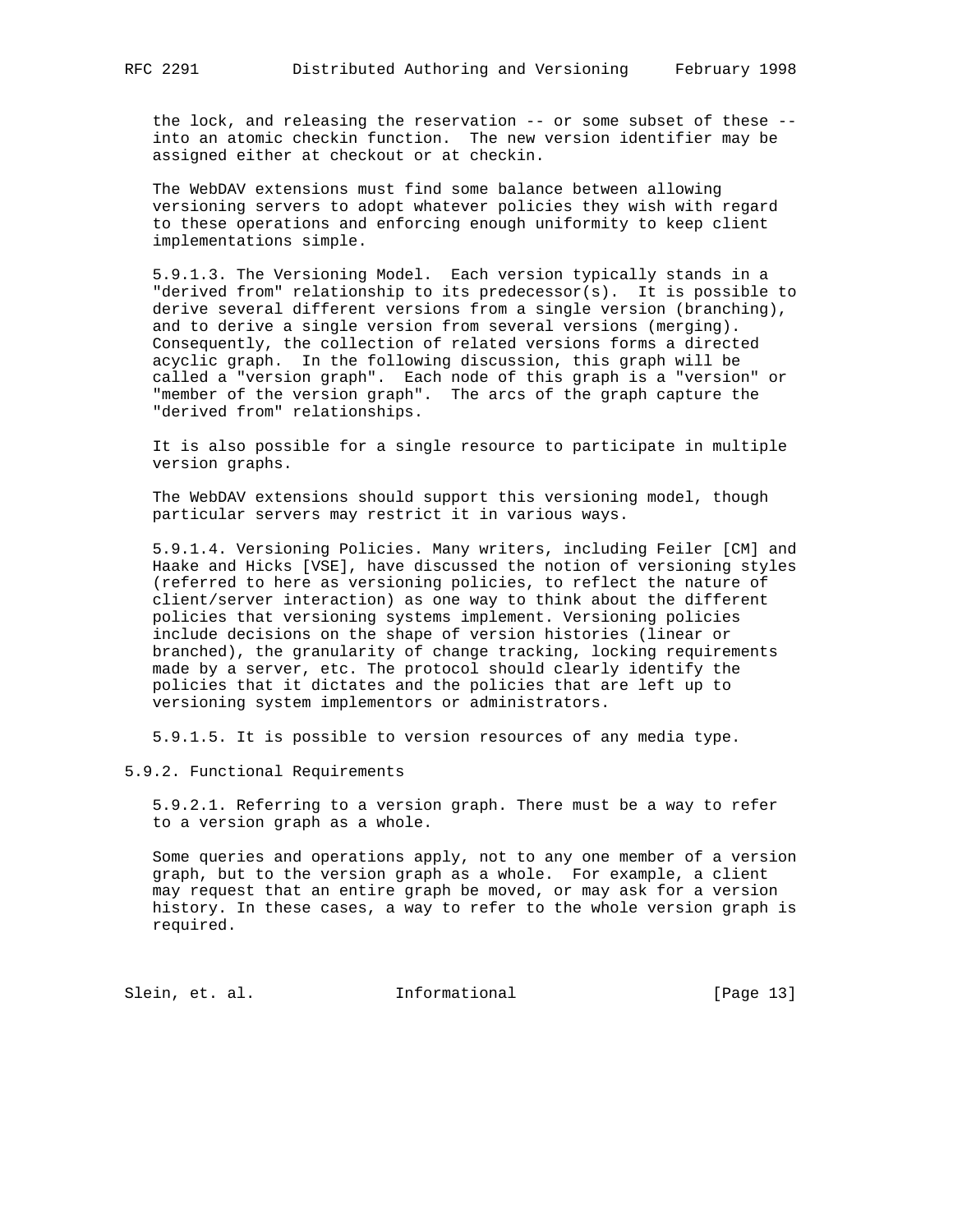the lock, and releasing the reservation -- or some subset of these -- into an atomic checkin function. The new version identifier may be assigned either at checkout or at checkin.

The WebDAV extensions must find some balance between allowing versioning servers to adopt whatever policies they wish with regard to these operations and enforcing enough uniformity to keep client implementations simple.

5.9.1.3. The Versioning Model. Each version typically stands in a "derived from" relationship to its predecessor(s). It is possible to derive several different versions from a single version (branching), and to derive a single version from several versions (merging). Consequently, the collection of related versions forms a directed acyclic graph. In the following discussion, this graph will be called a "version graph". Each node of this graph is a "version" or "member of the version graph". The arcs of the graph capture the "derived from" relationships.

It is also possible for a single resource to participate in multiple version graphs.

The WebDAV extensions should support this versioning model, though particular servers may restrict it in various ways.

5.9.1.4. Versioning Policies. Many writers, including Feiler [CM] and Haake and Hicks [VSE], have discussed the notion of versioning styles (referred to here as versioning policies, to reflect the nature of client/server interaction) as one way to think about the different policies that versioning systems implement. Versioning policies include decisions on the shape of version histories (linear or branched), the granularity of change tracking, locking requirements made by a server, etc. The protocol should clearly identify the policies that it dictates and the policies that are left up to versioning system implementors or administrators.

5.9.1.5. It is possible to version resources of any media type.

### 5.9.2. Functional Requirements

5.9.2.1. Referring to a version graph. There must be a way to refer to a version graph as a whole.

Some queries and operations apply, not to any one member of a version graph, but to the version graph as a whole. For example, a client may request that an entire graph be moved, or may ask for a version history. In these cases, a way to refer to the whole version graph is required.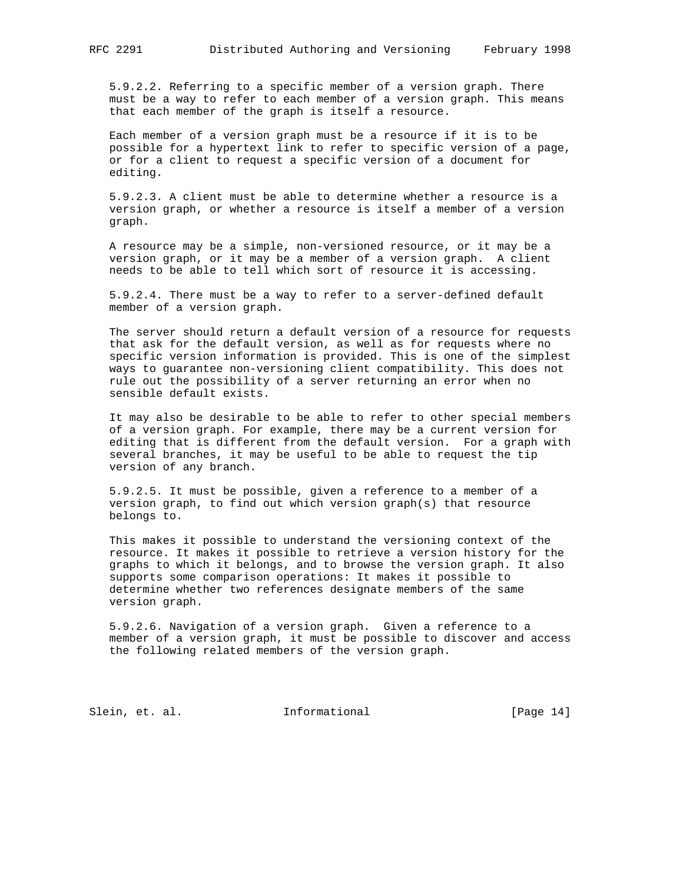5.9.2.2. Referring to a specific member of a version graph. There must be a way to refer to each member of a version graph. This means that each member of the graph is itself a resource.

Each member of a version graph must be a resource if it is to be possible for a hypertext link to refer to specific version of a page, or for a client to request a specific version of a document for editing.

5.9.2.3. A client must be able to determine whether a resource is a version graph, or whether a resource is itself a member of a version graph.

A resource may be a simple, non-versioned resource, or it may be a version graph, or it may be a member of a version graph. A client needs to be able to tell which sort of resource it is accessing.

5.9.2.4. There must be a way to refer to a server-defined default member of a version graph.

The server should return a default version of a resource for requests that ask for the default version, as well as for requests where no specific version information is provided. This is one of the simplest ways to guarantee non-versioning client compatibility. This does not rule out the possibility of a server returning an error when no sensible default exists.

It may also be desirable to be able to refer to other special members of a version graph. For example, there may be a current version for editing that is different from the default version. For a graph with several branches, it may be useful to be able to request the tip version of any branch.

5.9.2.5. It must be possible, given a reference to a member of a version graph, to find out which version graph(s) that resource belongs to.

This makes it possible to understand the versioning context of the resource. It makes it possible to retrieve a version history for the graphs to which it belongs, and to browse the version graph. It also supports some comparison operations: It makes it possible to determine whether two references designate members of the same version graph.

5.9.2.6. Navigation of a version graph. Given a reference to a member of a version graph, it must be possible to discover and access the following related members of the version graph.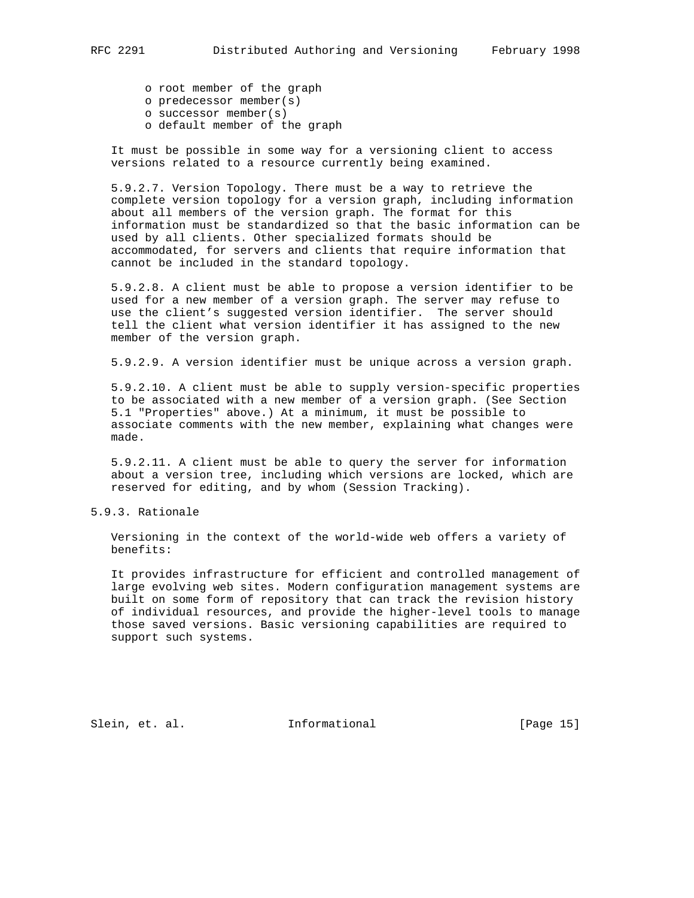- root member of the graph
- predecessor member(s)
- successor member(s)
- default member of the graph

It must be possible in some way for a versioning client to access versions related to a resource currently being examined.

5.9.2.7. Version Topology. There must be a way to retrieve the complete version topology for a version graph, including information about all members of the version graph. The format for this information must be standardized so that the basic information can be used by all clients. Other specialized formats should be accommodated, for servers and clients that require information that cannot be included in the standard topology.

5.9.2.8. A client must be able to propose a version identifier to be used for a new member of a version graph. The server may refuse to use the client's suggested version identifier. The server should tell the client what version identifier it has assigned to the new member of the version graph.

5.9.2.9. A version identifier must be unique across a version graph.

5.9.2.10. A client must be able to supply version-specific properties to be associated with a new member of a version graph. (See Section 5.1 "Properties" above.) At a minimum, it must be possible to associate comments with the new member, explaining what changes were made.

5.9.2.11. A client must be able to query the server for information about a version tree, including which versions are locked, which are reserved for editing, and by whom (Session Tracking).

### 5.9.3. Rationale

Versioning in the context of the world-wide web offers a variety of benefits:

It provides infrastructure for efficient and controlled management of large evolving web sites. Modern configuration management systems are built on some form of repository that can track the revision history of individual resources, and provide the higher-level tools to manage those saved versions. Basic versioning capabilities are required to support such systems.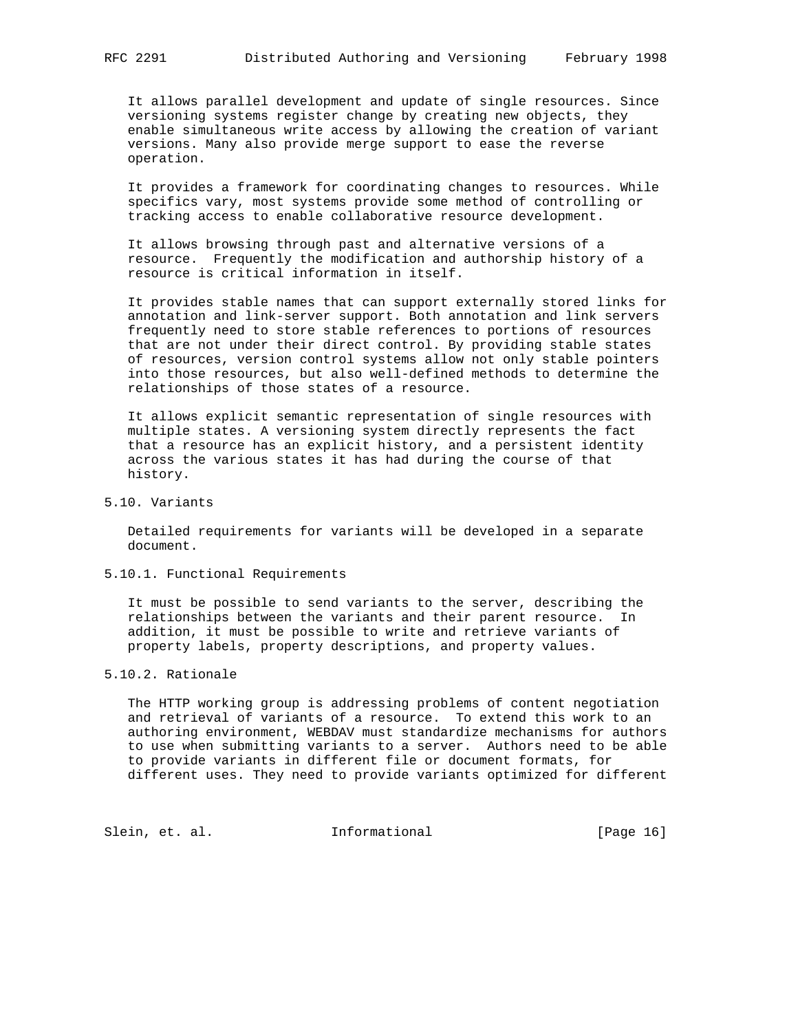It allows parallel development and update of single resources. Since versioning systems register change by creating new objects, they enable simultaneous write access by allowing the creation of variant versions. Many also provide merge support to ease the reverse operation.

It provides a framework for coordinating changes to resources. While specifics vary, most systems provide some method of controlling or tracking access to enable collaborative resource development.

It allows browsing through past and alternative versions of a resource. Frequently the modification and authorship history of a resource is critical information in itself.

It provides stable names that can support externally stored links for annotation and link-server support. Both annotation and link servers frequently need to store stable references to portions of resources that are not under their direct control. By providing stable states of resources, version control systems allow not only stable pointers into those resources, but also well-defined methods to determine the relationships of those states of a resource.

It allows explicit semantic representation of single resources with multiple states. A versioning system directly represents the fact that a resource has an explicit history, and a persistent identity across the various states it has had during the course of that history.

## 5.10. Variants

Detailed requirements for variants will be developed in a separate document.

### 5.10.1. Functional Requirements

It must be possible to send variants to the server, describing the relationships between the variants and their parent resource. In addition, it must be possible to write and retrieve variants of property labels, property descriptions, and property values.

### 5.10.2. Rationale

The HTTP working group is addressing problems of content negotiation and retrieval of variants of a resource. To extend this work to an authoring environment, WEBDAV must standardize mechanisms for authors to use when submitting variants to a server. Authors need to be able to provide variants in different file or document formats, for different uses. They need to provide variants optimized for different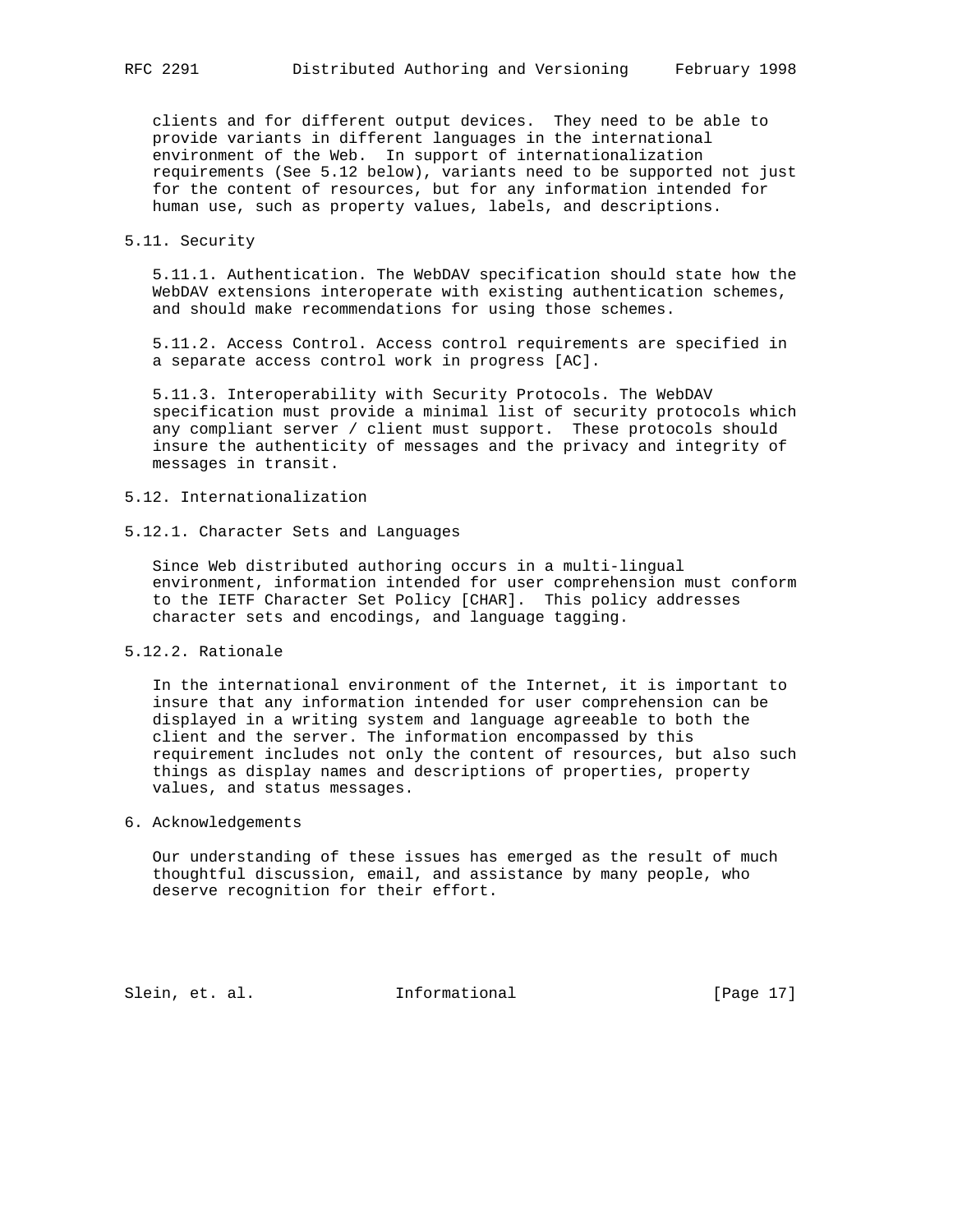clients and for different output devices. They need to be able to provide variants in different languages in the international environment of the Web. In support of internationalization requirements (See 5.12 below), variants need to be supported not just for the content of resources, but for any information intended for human use, such as property values, labels, and descriptions.

## 5.11. Security

5.11.1. Authentication. The WebDAV specification should state how the WebDAV extensions interoperate with existing authentication schemes, and should make recommendations for using those schemes.

5.11.2. Access Control. Access control requirements are specified in a separate access control work in progress [AC].

5.11.3. Interoperability with Security Protocols. The WebDAV specification must provide a minimal list of security protocols which any compliant server / client must support. These protocols should insure the authenticity of messages and the privacy and integrity of messages in transit.

## 5.12. Internationalization

### 5.12.1. Character Sets and Languages

Since Web distributed authoring occurs in a multi-lingual environment, information intended for user comprehension must conform to the IETF Character Set Policy [CHAR]. This policy addresses character sets and encodings, and language tagging.

### 5.12.2. Rationale

In the international environment of the Internet, it is important to insure that any information intended for user comprehension can be displayed in a writing system and language agreeable to both the client and the server. The information encompassed by this requirement includes not only the content of resources, but also such things as display names and descriptions of properties, property values, and status messages.

# 6. Acknowledgements

Our understanding of these issues has emerged as the result of much thoughtful discussion, email, and assistance by many people, who deserve recognition for their effort.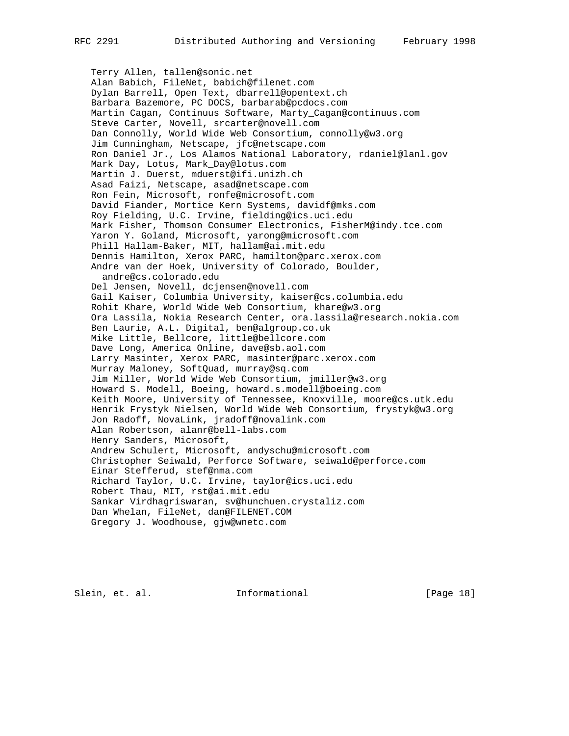Terry Allen, tallen@sonic.net
Alan Babich, FileNet, babich@filenet.com
Dylan Barrell, Open Text, dbarrell@opentext.ch
Barbara Bazemore, PC DOCS, barbarab@pcdocs.com
Martin Cagan, Continuus Software, Marty_Cagan@continuus.com
Steve Carter, Novell, srcarter@novell.com
Dan Connolly, World Wide Web Consortium, connolly@w3.org
Jim Cunningham, Netscape, jfc@netscape.com
Ron Daniel Jr., Los Alamos National Laboratory, rdaniel@lanl.gov
Mark Day, Lotus, Mark_Day@lotus.com
Martin J. Duerst, mduerst@ifi.unizh.ch
Asad Faizi, Netscape, asad@netscape.com
Ron Fein, Microsoft, ronfe@microsoft.com
David Fiander, Mortice Kern Systems, davidf@mks.com
Roy Fielding, U.C. Irvine, fielding@ics.uci.edu
Mark Fisher, Thomson Consumer Electronics, FisherM@indy.tce.com
Yaron Y. Goland, Microsoft, yarong@microsoft.com
Phill Hallam-Baker, MIT, hallam@ai.mit.edu
Dennis Hamilton, Xerox PARC, hamilton@parc.xerox.com
Andre van der Hoek, University of Colorado, Boulder,
andre@cs.colorado.edu
Del Jensen, Novell, dcjensen@novell.com
Gail Kaiser, Columbia University, kaiser@cs.columbia.edu
Rohit Khare, World Wide Web Consortium, khare@w3.org
Ora Lassila, Nokia Research Center, ora.lassila@research.nokia.com
Ben Laurie, A.L. Digital, ben@algroup.co.uk
Mike Little, Bellcore, little@bellcore.com
Dave Long, America Online, dave@sb.aol.com
Larry Masinter, Xerox PARC, masinter@parc.xerox.com
Murray Maloney, SoftQuad, murray@sq.com
Jim Miller, World Wide Web Consortium, jmiller@w3.org
Howard S. Modell, Boeing, howard.s.modell@boeing.com
Keith Moore, University of Tennessee, Knoxville, moore@cs.utk.edu
Henrik Frystyk Nielsen, World Wide Web Consortium, frystyk@w3.org
Jon Radoff, NovaLink, jradoff@novalink.com
Alan Robertson, alanr@bell-labs.com
Henry Sanders, Microsoft,
Andrew Schulert, Microsoft, andyschu@microsoft.com
Christopher Seiwald, Perforce Software, seiwald@perforce.com
Einar Stefferud, stef@nma.com
Richard Taylor, U.C. Irvine, taylor@ics.uci.edu
Robert Thau, MIT, rst@ai.mit.edu
Sankar Virdhagriswaran, sv@hunchuen.crystaliz.com
Dan Whelan, FileNet, dan@FILENET.COM
Gregory J. Woodhouse, gjw@wnetc.com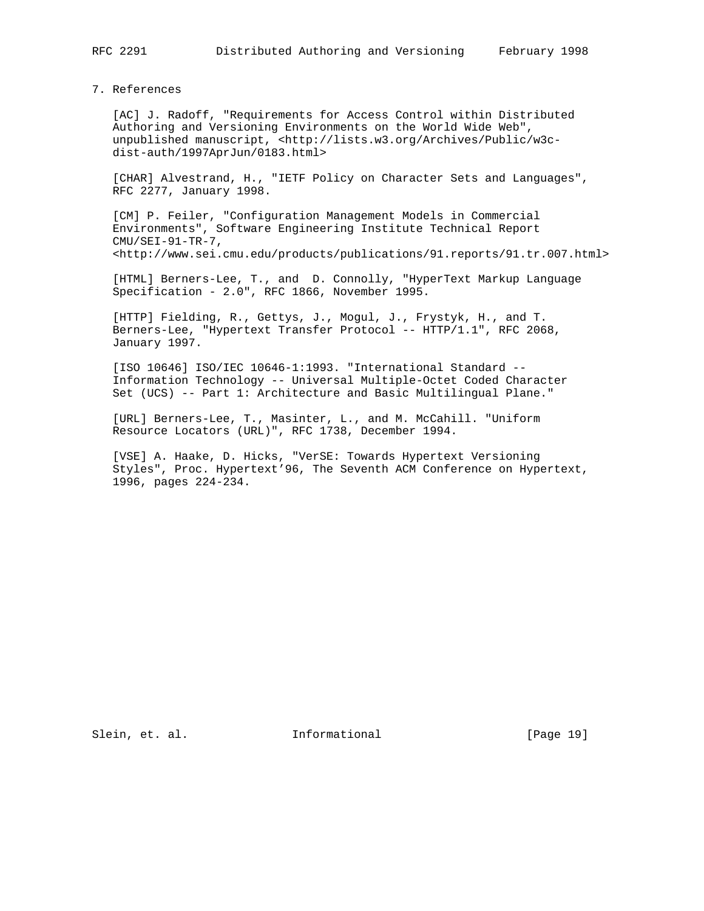## 7. References

[AC] J. Radoff, "Requirements for Access Control within Distributed Authoring and Versioning Environments on the World Wide Web", unpublished manuscript, <http://lists.w3.org/Archives/Public/w3c-dist-auth/1997AprJun/0183.html>

[CHAR] Alvestrand, H., "IETF Policy on Character Sets and Languages", RFC 2277, January 1998.

[CM] P. Feiler, "Configuration Management Models in Commercial Environments", Software Engineering Institute Technical Report CMU/SEI-91-TR-7, <http://www.sei.cmu.edu/products/publications/91.reports/91.tr.007.html>

[HTML] Berners-Lee, T., and D. Connolly, "HyperText Markup Language Specification - 2.0", RFC 1866, November 1995.

[HTTP] Fielding, R., Gettys, J., Mogul, J., Frystyk, H., and T. Berners-Lee, "Hypertext Transfer Protocol -- HTTP/1.1", RFC 2068, January 1997.

[ISO 10646] ISO/IEC 10646-1:1993. "International Standard -- Information Technology -- Universal Multiple-Octet Coded Character Set (UCS) -- Part 1: Architecture and Basic Multilingual Plane."

[URL] Berners-Lee, T., Masinter, L., and M. McCahill. "Uniform Resource Locators (URL)", RFC 1738, December 1994.

[VSE] A. Haake, D. Hicks, "VerSE: Towards Hypertext Versioning Styles", Proc. Hypertext'96, The Seventh ACM Conference on Hypertext, 1996, pages 224-234.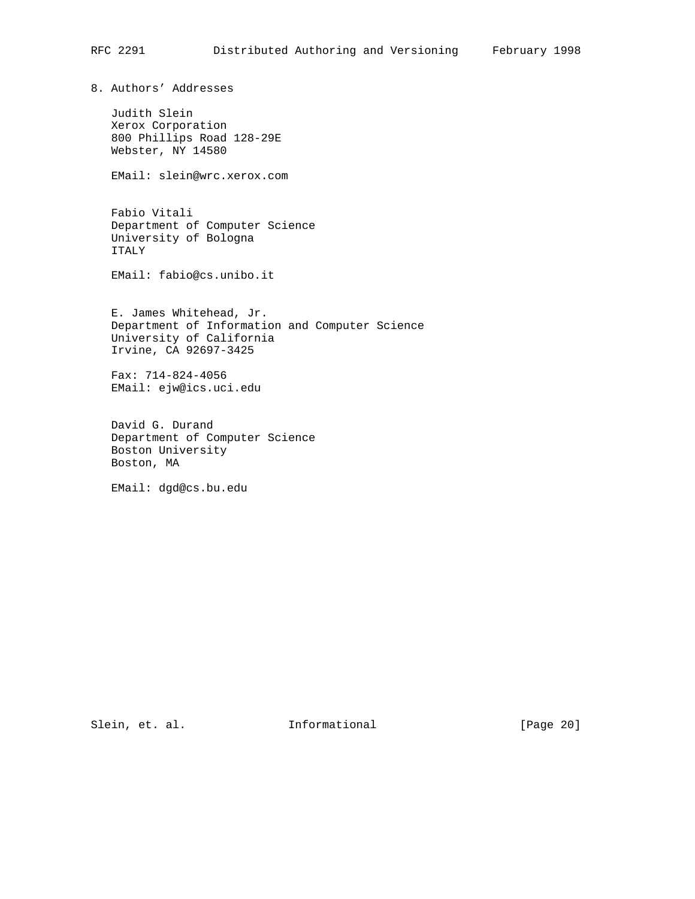## 8. Authors' Addresses

Judith Slein
Xerox Corporation
800 Phillips Road 128-29E
Webster, NY 14580

EMail: slein@wrc.xerox.com

Fabio Vitali
Department of Computer Science
University of Bologna
ITALY

EMail: fabio@cs.unibo.it

E. James Whitehead, Jr.
Department of Information and Computer Science
University of California
Irvine, CA 92697-3425

Fax: 714-824-4056
EMail: ejw@ics.uci.edu

David G. Durand
Department of Computer Science
Boston University
Boston, MA

EMail: dgd@cs.bu.edu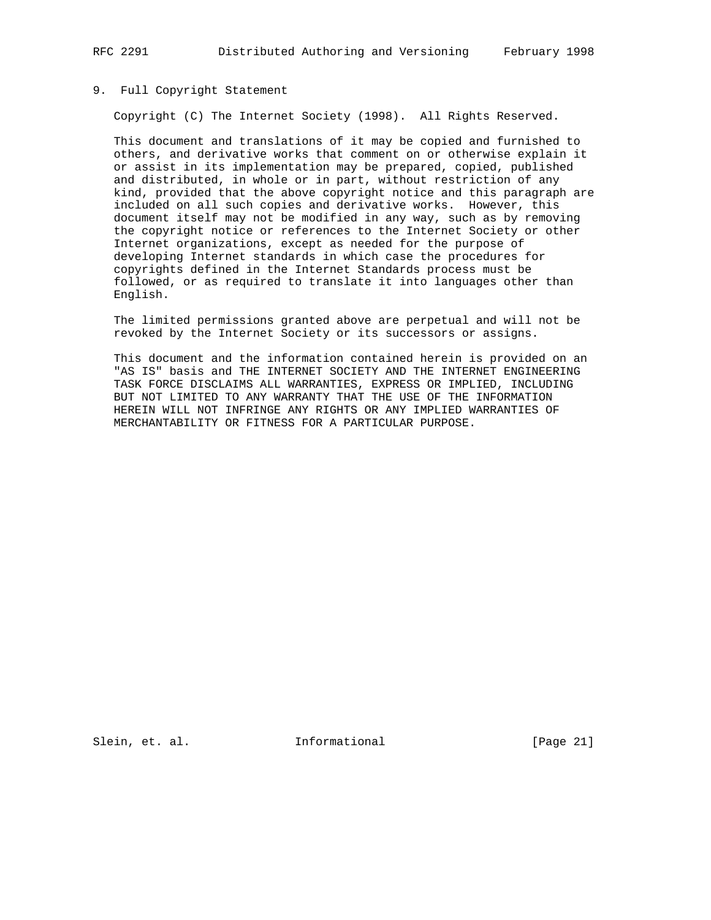## 9. Full Copyright Statement

Copyright (C) The Internet Society (1998). All Rights Reserved.

This document and translations of it may be copied and furnished to others, and derivative works that comment on or otherwise explain it or assist in its implementation may be prepared, copied, published and distributed, in whole or in part, without restriction of any kind, provided that the above copyright notice and this paragraph are included on all such copies and derivative works. However, this document itself may not be modified in any way, such as by removing the copyright notice or references to the Internet Society or other Internet organizations, except as needed for the purpose of developing Internet standards in which case the procedures for copyrights defined in the Internet Standards process must be followed, or as required to translate it into languages other than English.

The limited permissions granted above are perpetual and will not be revoked by the Internet Society or its successors or assigns.

This document and the information contained herein is provided on an "AS IS" basis and THE INTERNET SOCIETY AND THE INTERNET ENGINEERING TASK FORCE DISCLAIMS ALL WARRANTIES, EXPRESS OR IMPLIED, INCLUDING BUT NOT LIMITED TO ANY WARRANTY THAT THE USE OF THE INFORMATION HEREIN WILL NOT INFRINGE ANY RIGHTS OR ANY IMPLIED WARRANTIES OF MERCHANTABILITY OR FITNESS FOR A PARTICULAR PURPOSE.